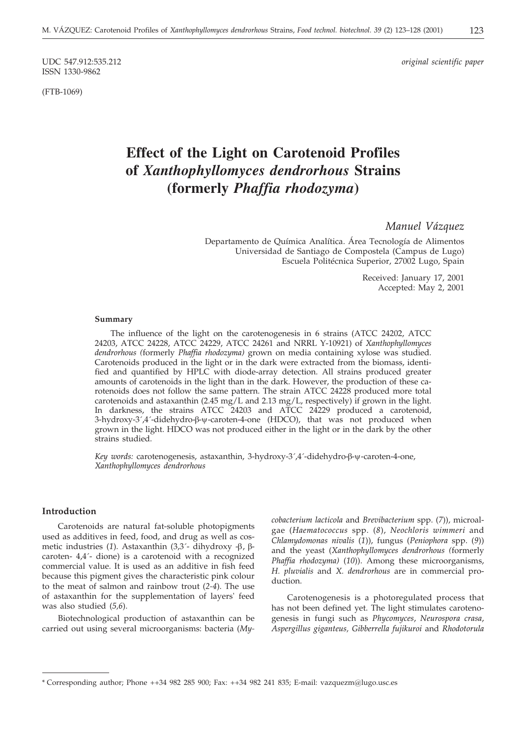UDC 547.912:535.212

ISSN 1330-9862

*original scientific paper*

(FTB-1069)

# Effect of the Light on Carotenoid Profiles of *Xanthophyllomyces dendrorhous* Strains (formerly *Phaffia rhodozyma*)

*Manuel Vázquez*

Departamento de Química Analítica. Área Tecnología de Alimentos
Universidad de Santiago de Compostela (Campus de Lugo)
Escuela Politécnica Superior, 27002 Lugo, Spain

Received: January 17, 2001
Accepted: May 2, 2001

### Summary

The influence of the light on the carotenogenesis in 6 strains (ATCC 24202, ATCC 24203, ATCC 24228, ATCC 24229, ATCC 24261 and NRRL Y-10921) of *Xanthophyllomyces dendrorhous (*formerly *Phaffia rhodozyma)* grown on media containing xylose was studied. Carotenoids produced in the light or in the dark were extracted from the biomass, identified and quantified by HPLC with diode-array detection. All strains produced greater amounts of carotenoids in the light than in the dark. However, the production of these carotenoids does not follow the same pattern. The strain ATCC 24228 produced more total carotenoids and astaxanthin (2.45 mg/L and 2.13 mg/L, respectively) if grown in the light. In darkness, the strains ATCC 24203 and ATCC 24229 produced a carotenoid, 3-hydroxy-3´,4´-didehydro-β-ψ-caroten-4-one (HDCO), that was not produced when grown in the light. HDCO was not produced either in the light or in the dark by the other strains studied.

*Key words:* carotenogenesis, astaxanthin, 3-hydroxy-3´,4´-didehydro-β-ψ-caroten-4-one, *Xanthophyllomyces dendrorhous*

## Introduction

Carotenoids are natural fat-soluble photopigments used as additives in feed, food, and drug as well as cosmetic industries (*1*). Astaxanthin (3,3´- dihydroxy -β, β-caroten- 4,4´- dione) is a carotenoid with a recognized commercial value. It is used as an additive in fish feed because this pigment gives the characteristic pink colour to the meat of salmon and rainbow trout (*2-4*). The use of astaxanthin for the supplementation of layers' feed was also studied (*5,6*).

Biotechnological production of astaxanthin can be carried out using several microorganisms: bacteria (*Mycobacterium lacticola* and *Brevibacterium* spp. (*7*)), microalgae (*Haematococcus* spp. (*8*), *Neochloris wimmeri* and *Chlamydomonas nivalis* (*1*)), fungus (*Peniophora* spp. (*9*)) and the yeast (*Xanthophyllomyces dendrorhous (*formerly *Phaffia rhodozyma)* (*10*)). Among these microorganisms, *H. pluvialis* and *X. dendrorhous* are in commercial production.

Carotenogenesis is a photoregulated process that has not been defined yet. The light stimulates carotenogenesis in fungi such as *Phycomyces*, *Neurospora crasa*, *Aspergillus giganteus*, *Gibberrella fujikuroi* and *Rhodotorula*

---

* Corresponding author; Phone ++34 982 285 900; Fax: ++34 982 241 835; E-mail: vazquezm@lugo.usc.es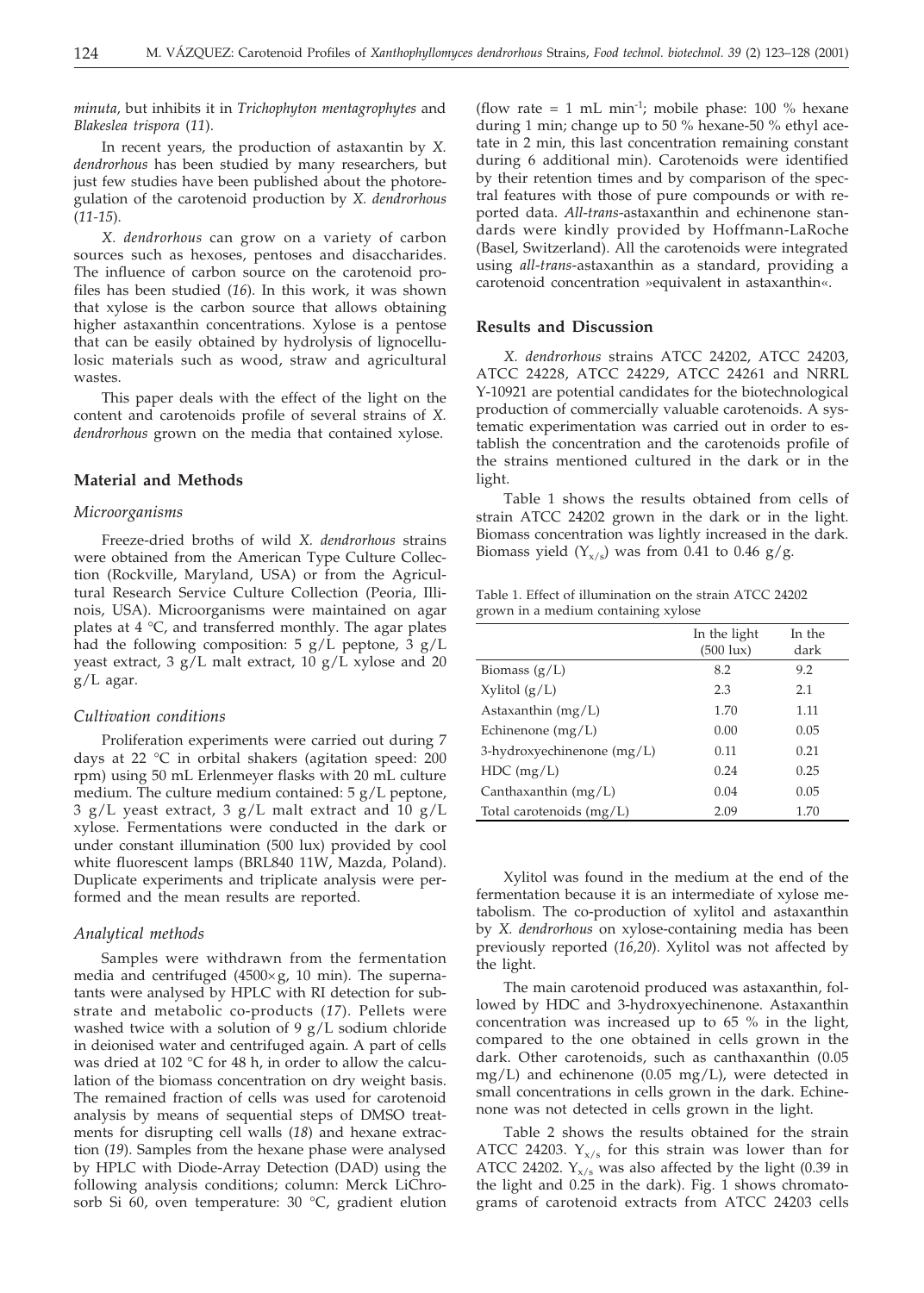*minuta*, but inhibits it in *Trichophyton mentagrophytes* and *Blakeslea trispora* (*11*).

In recent years, the production of astaxantin by *X. dendrorhous* has been studied by many researchers, but just few studies have been published about the photoregulation of the carotenoid production by *X. dendrorhous* (*11-15*).

*X. dendrorhous* can grow on a variety of carbon sources such as hexoses, pentoses and disaccharides. The influence of carbon source on the carotenoid profiles has been studied (*16*). In this work, it was shown that xylose is the carbon source that allows obtaining higher astaxanthin concentrations. Xylose is a pentose that can be easily obtained by hydrolysis of lignocellulosic materials such as wood, straw and agricultural wastes.

This paper deals with the effect of the light on the content and carotenoids profile of several strains of *X. dendrorhous* grown on the media that contained xylose.

## Material and Methods

### *Microorganisms*

Freeze-dried broths of wild *X. dendrorhous* strains were obtained from the American Type Culture Collection (Rockville, Maryland, USA) or from the Agricultural Research Service Culture Collection (Peoria, Illinois, USA). Microorganisms were maintained on agar plates at 4 °C, and transferred monthly. The agar plates had the following composition: 5 g/L peptone, 3 g/L yeast extract, 3 g/L malt extract, 10 g/L xylose and 20 g/L agar.

### *Cultivation conditions*

Proliferation experiments were carried out during 7 days at 22 °C in orbital shakers (agitation speed: 200 rpm) using 50 mL Erlenmeyer flasks with 20 mL culture medium. The culture medium contained: 5 g/L peptone, 3 g/L yeast extract, 3 g/L malt extract and 10 g/L xylose. Fermentations were conducted in the dark or under constant illumination (500 lux) provided by cool white fluorescent lamps (BRL840 11W, Mazda, Poland). Duplicate experiments and triplicate analysis were performed and the mean results are reported.

### *Analytical methods*

Samples were withdrawn from the fermentation media and centrifuged (4500× g, 10 min). The supernatants were analysed by HPLC with RI detection for substrate and metabolic co-products (*17*). Pellets were washed twice with a solution of 9 g/L sodium chloride in deionised water and centrifuged again. A part of cells was dried at 102 °C for 48 h, in order to allow the calculation of the biomass concentration on dry weight basis. The remained fraction of cells was used for carotenoid analysis by means of sequential steps of DMSO treatments for disrupting cell walls (*18*) and hexane extraction (*19*). Samples from the hexane phase were analysed by HPLC with Diode-Array Detection (DAD) using the following analysis conditions; column: Merck LiChrosorb Si 60, oven temperature: 30 °C, gradient elution (flow rate = 1 mL min$^{-1}$; mobile phase: 100 % hexane during 1 min; change up to 50 % hexane-50 % ethyl acetate in 2 min, this last concentration remaining constant during 6 additional min). Carotenoids were identified by their retention times and by comparison of the spectral features with those of pure compounds or with reported data. *All-trans*-astaxanthin and echinenone standards were kindly provided by Hoffmann-LaRoche (Basel, Switzerland). All the carotenoids were integrated using *all-trans*-astaxanthin as a standard, providing a carotenoid concentration »equivalent in astaxanthin«.

## Results and Discussion

*X. dendrorhous* strains ATCC 24202, ATCC 24203, ATCC 24228, ATCC 24229, ATCC 24261 and NRRL Y-10921 are potential candidates for the biotechnological production of commercially valuable carotenoids. A systematic experimentation was carried out in order to establish the concentration and the carotenoids profile of the strains mentioned cultured in the dark or in the light.

Table 1 shows the results obtained from cells of strain ATCC 24202 grown in the dark or in the light. Biomass concentration was lightly increased in the dark. Biomass yield ($Y_{x/s}$) was from 0.41 to 0.46 g/g.

Table 1. Effect of illumination on the strain ATCC 24202 grown in a medium containing xylose

| | In the light (500 lux) | In the dark |
|---|---|---|
| Biomass (g/L) | 8.2 | 9.2 |
| Xylitol (g/L) | 2.3 | 2.1 |
| Astaxanthin (mg/L) | 1.70 | 1.11 |
| Echinenone (mg/L) | 0.00 | 0.05 |
| 3-hydroxyechinenone (mg/L) | 0.11 | 0.21 |
| HDC (mg/L) | 0.24 | 0.25 |
| Canthaxanthin (mg/L) | 0.04 | 0.05 |
| Total carotenoids (mg/L) | 2.09 | 1.70 |

Xylitol was found in the medium at the end of the fermentation because it is an intermediate of xylose metabolism. The co-production of xylitol and astaxanthin by *X. dendrorhous* on xylose-containing media has been previously reported (*16,20*). Xylitol was not affected by the light.

The main carotenoid produced was astaxanthin, followed by HDC and 3-hydroxyechinenone. Astaxanthin concentration was increased up to 65 % in the light, compared to the one obtained in cells grown in the dark. Other carotenoids, such as canthaxanthin (0.05 mg/L) and echinenone (0.05 mg/L), were detected in small concentrations in cells grown in the dark. Echinenone was not detected in cells grown in the light.

Table 2 shows the results obtained for the strain ATCC 24203. $Y_{x/s}$ for this strain was lower than for ATCC 24202. $Y_{x/s}$ was also affected by the light (0.39 in the light and 0.25 in the dark). Fig. 1 shows chromatograms of carotenoid extracts from ATCC 24203 cells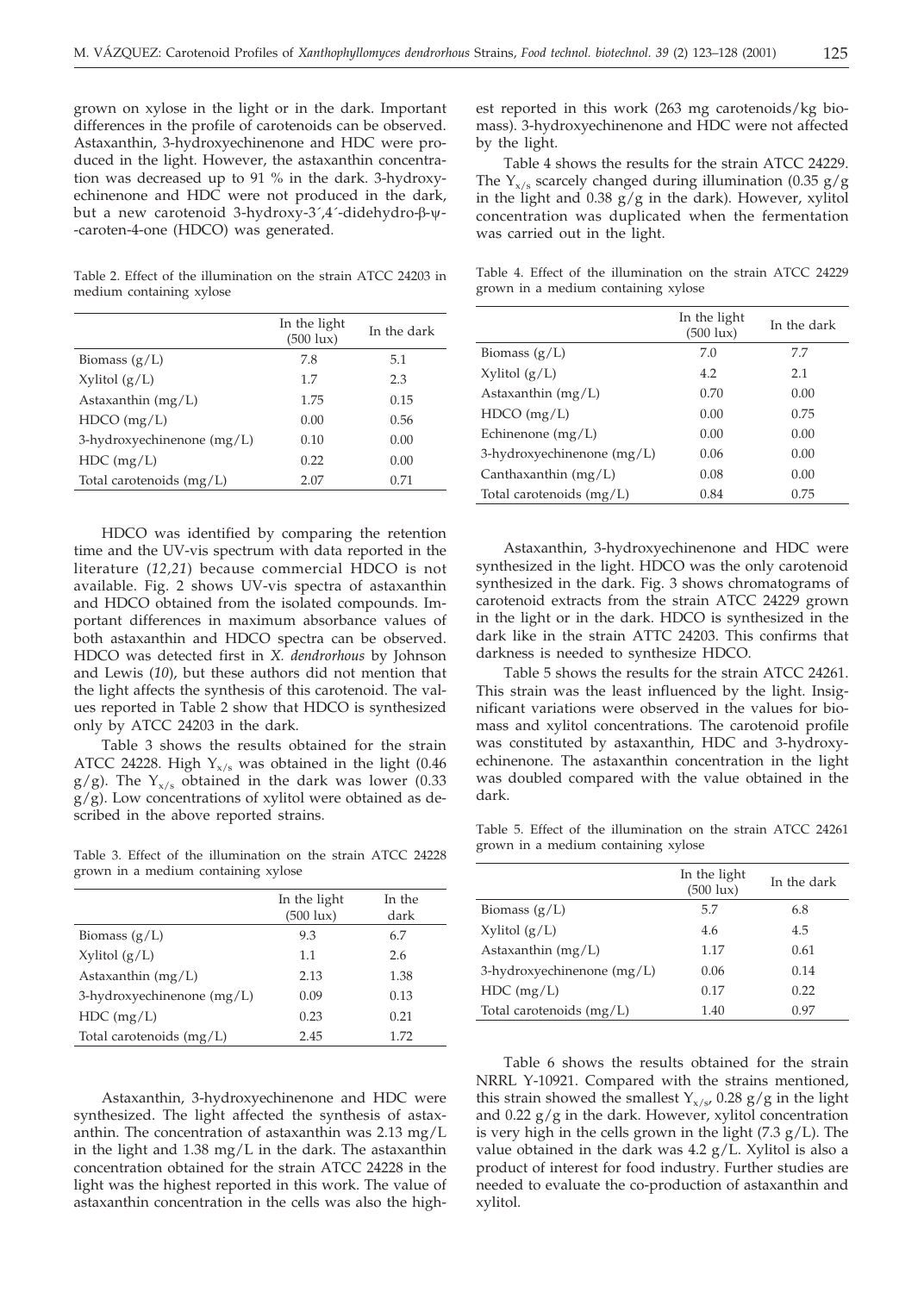grown on xylose in the light or in the dark. Important differences in the profile of carotenoids can be observed. Astaxanthin, 3-hydroxyechinenone and HDC were produced in the light. However, the astaxanthin concentration was decreased up to 91 % in the dark. 3-hydroxyechinenone and HDC were not produced in the dark, but a new carotenoid 3-hydroxy-3´,4´-didehydro-β-ψ--caroten-4-one (HDCO) was generated.

Table 2. Effect of the illumination on the strain ATCC 24203 in medium containing xylose

| | In the light (500 lux) | In the dark |
|---|---|---|
| Biomass (g/L) | 7.8 | 5.1 |
| Xylitol (g/L) | 1.7 | 2.3 |
| Astaxanthin (mg/L) | 1.75 | 0.15 |
| HDCO (mg/L) | 0.00 | 0.56 |
| 3-hydroxyechinenone (mg/L) | 0.10 | 0.00 |
| HDC (mg/L) | 0.22 | 0.00 |
| Total carotenoids (mg/L) | 2.07 | 0.71 |

HDCO was identified by comparing the retention time and the UV-vis spectrum with data reported in the literature (*12,21*) because commercial HDCO is not available. Fig. 2 shows UV-vis spectra of astaxanthin and HDCO obtained from the isolated compounds. Important differences in maximum absorbance values of both astaxanthin and HDCO spectra can be observed. HDCO was detected first in *X. dendrorhous* by Johnson and Lewis (*10*), but these authors did not mention that the light affects the synthesis of this carotenoid. The values reported in Table 2 show that HDCO is synthesized only by ATCC 24203 in the dark.

Table 3 shows the results obtained for the strain ATCC 24228. High $Y_{x/s}$ was obtained in the light (0.46 g/g). The $Y_{x/s}$ obtained in the dark was lower (0.33 g/g). Low concentrations of xylitol were obtained as described in the above reported strains.

Table 3. Effect of the illumination on the strain ATCC 24228 grown in a medium containing xylose

| | In the light (500 lux) | In the dark |
|---|---|---|
| Biomass (g/L) | 9.3 | 6.7 |
| Xylitol (g/L) | 1.1 | 2.6 |
| Astaxanthin (mg/L) | 2.13 | 1.38 |
| 3-hydroxyechinenone (mg/L) | 0.09 | 0.13 |
| HDC (mg/L) | 0.23 | 0.21 |
| Total carotenoids (mg/L) | 2.45 | 1.72 |

Astaxanthin, 3-hydroxyechinenone and HDC were synthesized. The light affected the synthesis of astaxanthin. The concentration of astaxanthin was 2.13 mg/L in the light and 1.38 mg/L in the dark. The astaxanthin concentration obtained for the strain ATCC 24228 in the light was the highest reported in this work. The value of astaxanthin concentration in the cells was also the highest reported in this work (263 mg carotenoids/kg biomass). 3-hydroxyechinenone and HDC were not affected by the light.

Table 4 shows the results for the strain ATCC 24229. The $Y_{x/s}$ scarcely changed during illumination (0.35 g/g in the light and 0.38 g/g in the dark). However, xylitol concentration was duplicated when the fermentation was carried out in the light.

Table 4. Effect of the illumination on the strain ATCC 24229 grown in a medium containing xylose

| | In the light (500 lux) | In the dark |
|---|---|---|
| Biomass (g/L) | 7.0 | 7.7 |
| Xylitol (g/L) | 4.2 | 2.1 |
| Astaxanthin (mg/L) | 0.70 | 0.00 |
| HDCO (mg/L) | 0.00 | 0.75 |
| Echinenone (mg/L) | 0.00 | 0.00 |
| 3-hydroxyechinenone (mg/L) | 0.06 | 0.00 |
| Canthaxanthin (mg/L) | 0.08 | 0.00 |
| Total carotenoids (mg/L) | 0.84 | 0.75 |

Astaxanthin, 3-hydroxyechinenone and HDC were synthesized in the light. HDCO was the only carotenoid synthesized in the dark. Fig. 3 shows chromatograms of carotenoid extracts from the strain ATCC 24229 grown in the light or in the dark. HDCO is synthesized in the dark like in the strain ATTC 24203. This confirms that darkness is needed to synthesize HDCO.

Table 5 shows the results for the strain ATCC 24261. This strain was the least influenced by the light. Insignificant variations were observed in the values for biomass and xylitol concentrations. The carotenoid profile was constituted by astaxanthin, HDC and 3-hydroxyechinenone. The astaxanthin concentration in the light was doubled compared with the value obtained in the dark.

Table 5. Effect of the illumination on the strain ATCC 24261 grown in a medium containing xylose

| | In the light (500 lux) | In the dark |
|---|---|---|
| Biomass (g/L) | 5.7 | 6.8 |
| Xylitol (g/L) | 4.6 | 4.5 |
| Astaxanthin (mg/L) | 1.17 | 0.61 |
| 3-hydroxyechinenone (mg/L) | 0.06 | 0.14 |
| HDC (mg/L) | 0.17 | 0.22 |
| Total carotenoids (mg/L) | 1.40 | 0.97 |

Table 6 shows the results obtained for the strain NRRL Y-10921. Compared with the strains mentioned, this strain showed the smallest $Y_{x/s}$, 0.28 g/g in the light and 0.22 g/g in the dark. However, xylitol concentration is very high in the cells grown in the light (7.3 g/L). The value obtained in the dark was 4.2 g/L. Xylitol is also a product of interest for food industry. Further studies are needed to evaluate the co-production of astaxanthin and xylitol.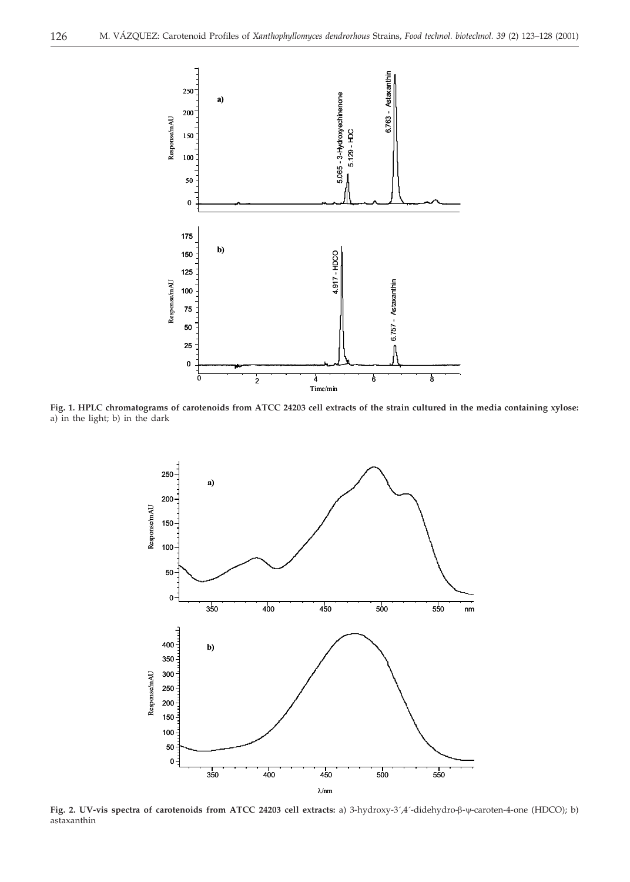**Fig. 1. HPLC chromatograms of carotenoids from ATCC 24203 cell extracts of the strain cultured in the media containing xylose:** a) in the light; b) in the dark

**Fig. 2. UV-vis spectra of carotenoids from ATCC 24203 cell extracts:** a) 3-hydroxy-3´,4´-didehydro-β-ψ-caroten-4-one (HDCO); b) astaxanthin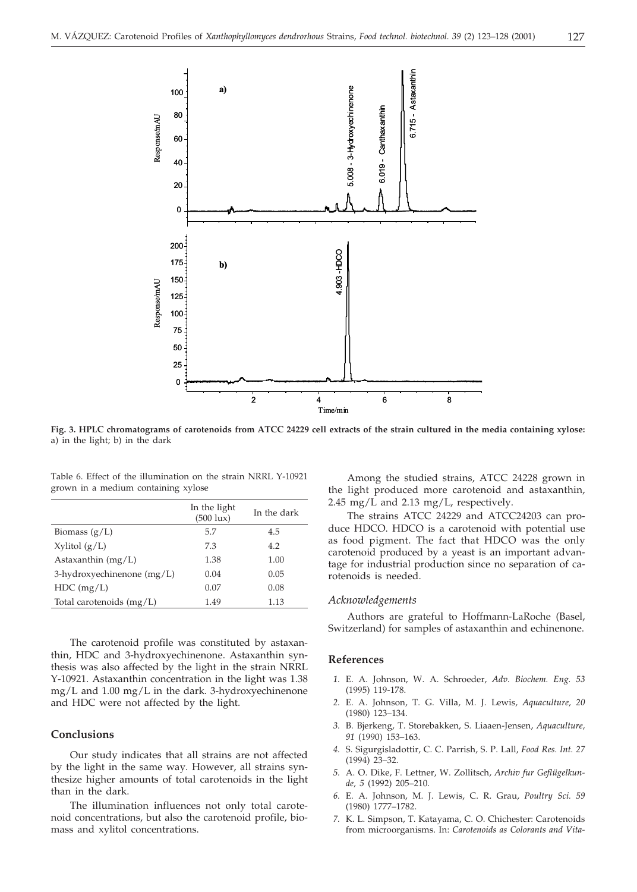Fig. 3. **HPLC chromatograms of carotenoids from ATCC 24229 cell extracts of the strain cultured in the media containing xylose:** a) in the light; b) in the dark

Table 6. Effect of the illumination on the strain NRRL Y-10921 grown in a medium containing xylose

| | In the light (500 lux) | In the dark |
|---|---|---|
| Biomass (g/L) | 5.7 | 4.5 |
| Xylitol (g/L) | 7.3 | 4.2 |
| Astaxanthin (mg/L) | 1.38 | 1.00 |
| 3-hydroxyechinenone (mg/L) | 0.04 | 0.05 |
| HDC (mg/L) | 0.07 | 0.08 |
| Total carotenoids (mg/L) | 1.49 | 1.13 |

The carotenoid profile was constituted by astaxanthin, HDC and 3-hydroxyechinenone. Astaxanthin synthesis was also affected by the light in the strain NRRL Y-10921. Astaxanthin concentration in the light was 1.38 mg/L and 1.00 mg/L in the dark. 3-hydroxyechinenone and HDC were not affected by the light.

## Conclusions

Our study indicates that all strains are not affected by the light in the same way. However, all strains synthesize higher amounts of total carotenoids in the light than in the dark.

The illumination influences not only total carotenoid concentrations, but also the carotenoid profile, biomass and xylitol concentrations.

Among the studied strains, ATCC 24228 grown in the light produced more carotenoid and astaxanthin, 2.45 mg/L and 2.13 mg/L, respectively.

The strains ATCC 24229 and ATCC24203 can produce HDCO. HDCO is a carotenoid with potential use as food pigment. The fact that HDCO was the only carotenoid produced by a yeast is an important advantage for industrial production since no separation of carotenoids is needed.

### *Acknowledgements*

Authors are grateful to Hoffmann-LaRoche (Basel, Switzerland) for samples of astaxanthin and echinenone.

## References

*1.* E. A. Johnson, W. A. Schroeder, *Adv. Biochem. Eng. 53* (1995) 119-178.

*2.* E. A. Johnson, T. G. Villa, M. J. Lewis, *Aquaculture, 20* (1980) 123–134.

*3.* B. Bjerkeng, T. Storebakken, S. Liaaen-Jensen, *Aquaculture, 91* (1990) 153–163.

*4.* S. Sigurgisladottir, C. C. Parrish, S. P. Lall, *Food Res. Int. 27* (1994) 23–32.

*5.* A. O. Dike, F. Lettner, W. Zollitsch, *Archiv fur Geflügelkunde, 5* (1992) 205–210.

*6.* E. A. Johnson, M. J. Lewis, C. R. Grau, *Poultry Sci. 59* (1980) 1777–1782.

*7.* K. L. Simpson, T. Katayama, C. O. Chichester: Carotenoids from microorganisms. In: *Carotenoids as Colorants and Vita-*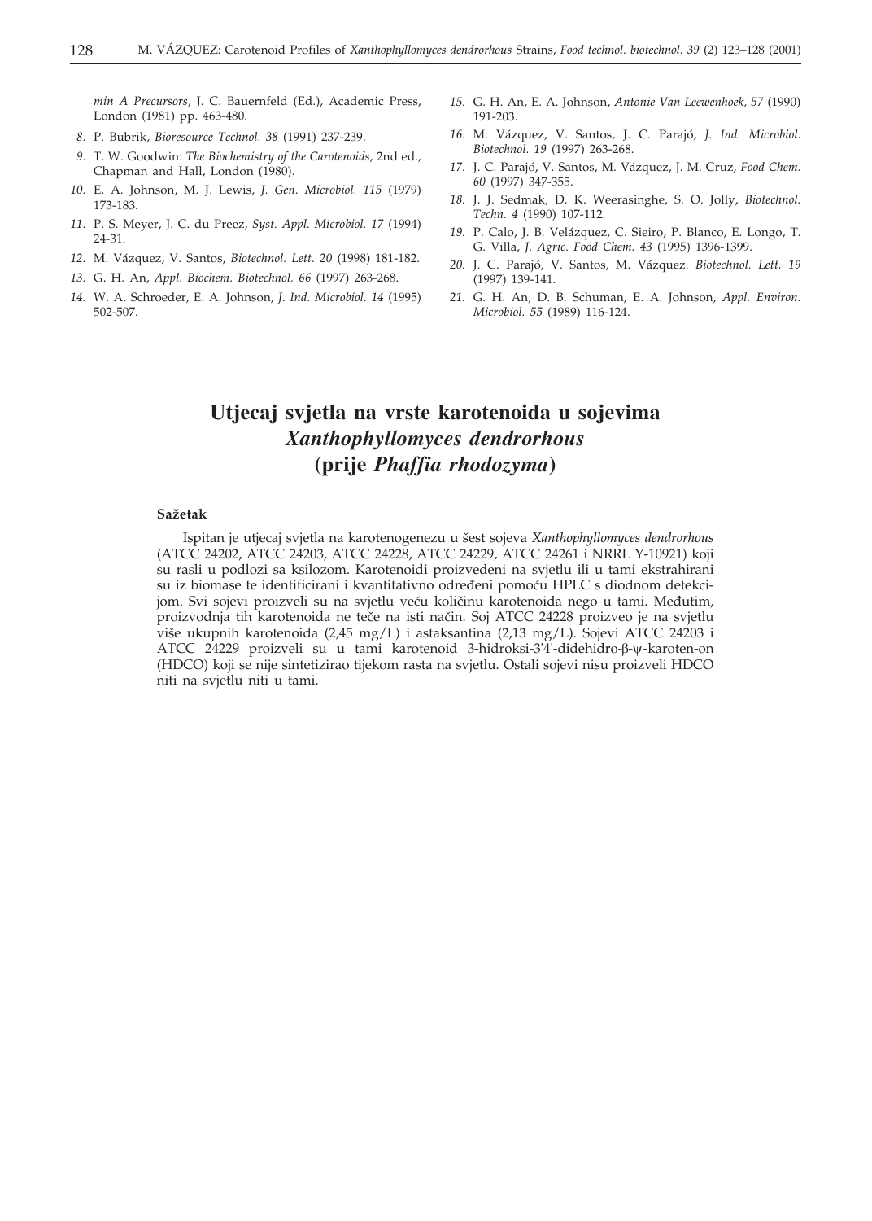*min A Precursors*, J. C. Bauernfeld (Ed.), Academic Press, London (1981) pp. 463-480.

8. P. Bubrik, *Bioresource Technol. 38* (1991) 237-239.
9. T. W. Goodwin: *The Biochemistry of the Carotenoids*, 2nd ed., Chapman and Hall, London (1980).
10. E. A. Johnson, M. J. Lewis, *J. Gen. Microbiol. 115* (1979) 173-183.
11. P. S. Meyer, J. C. du Preez, *Syst. Appl. Microbiol. 17* (1994) 24-31.
12. M. Vázquez, V. Santos, *Biotechnol. Lett. 20* (1998) 181-182.
13. G. H. An, *Appl. Biochem. Biotechnol. 66* (1997) 263-268.
14. W. A. Schroeder, E. A. Johnson, *J. Ind. Microbiol. 14* (1995) 502-507.
15. G. H. An, E. A. Johnson, *Antonie Van Leewenhoek, 57* (1990) 191-203.
16. M. Vázquez, V. Santos, J. C. Parajó, *J. Ind. Microbiol. Biotechnol. 19* (1997) 263-268.
17. J. C. Parajó, V. Santos, M. Vázquez, J. M. Cruz, *Food Chem. 60* (1997) 347-355.
18. J. J. Sedmak, D. K. Weerasinghe, S. O. Jolly, *Biotechnol. Techn. 4* (1990) 107-112.
19. P. Calo, J. B. Velázquez, C. Sieiro, P. Blanco, E. Longo, T. G. Villa, *J. Agric. Food Chem. 43* (1995) 1396-1399.
20. J. C. Parajó, V. Santos, M. Vázquez. *Biotechnol. Lett. 19* (1997) 139-141.
21. G. H. An, D. B. Schuman, E. A. Johnson, *Appl. Environ. Microbiol. 55* (1989) 116-124.

# Utjecaj svjetla na vrste karotenoida u sojevima *Xanthophyllomyces dendrorhous* (prije *Phaffia rhodozyma*)

## Sažetak

Ispitan je utjecaj svjetla na karotenogenezu u šest sojeva *Xanthophyllomyces dendrorhous* (ATCC 24202, ATCC 24203, ATCC 24228, ATCC 24229, ATCC 24261 i NRRL Y-10921) koji su rasli u podlozi sa ksilozom. Karotenoidi proizvedeni na svjetlu ili u tami ekstrahirani su iz biomase te identificirani i kvantitativno određeni pomoću HPLC s diodnom detekcijom. Svi sojevi proizveli su na svjetlu veću količinu karotenoida nego u tami. Međutim, proizvodnja tih karotenoida ne teče na isti način. Soj ATCC 24228 proizveo je na svjetlu više ukupnih karotenoida (2,45 mg/L) i astaksantina (2,13 mg/L). Sojevi ATCC 24203 i ATCC 24229 proizveli su u tami karotenoid 3-hidroksi-3'4'-didehidro-β-ψ-karoten-on (HDCO) koji se nije sintetizirao tijekom rasta na svjetlu. Ostali sojevi nisu proizveli HDCO niti na svjetlu niti u tami.